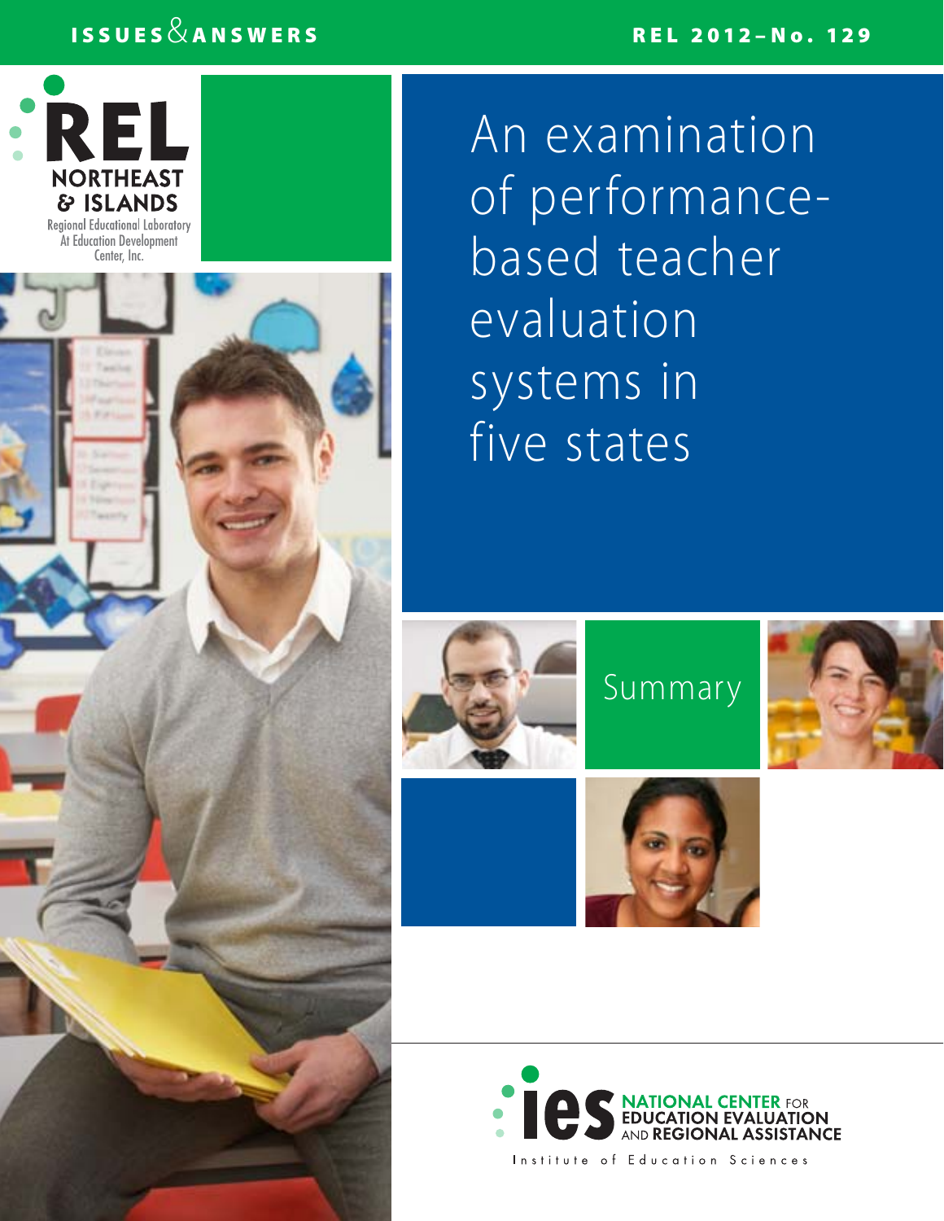ISSUES & ANSWERS

REL 2012–No. 129

REL NORTHEAST & ISLANDS

Regional Educational Laboratory At Education Development Center, Inc.

# An examination of performance-based teacher evaluation systems in five states

## Summary

ies NATIONAL CENTER FOR EDUCATION EVALUATION AND REGIONAL ASSISTANCE

Institute of Education Sciences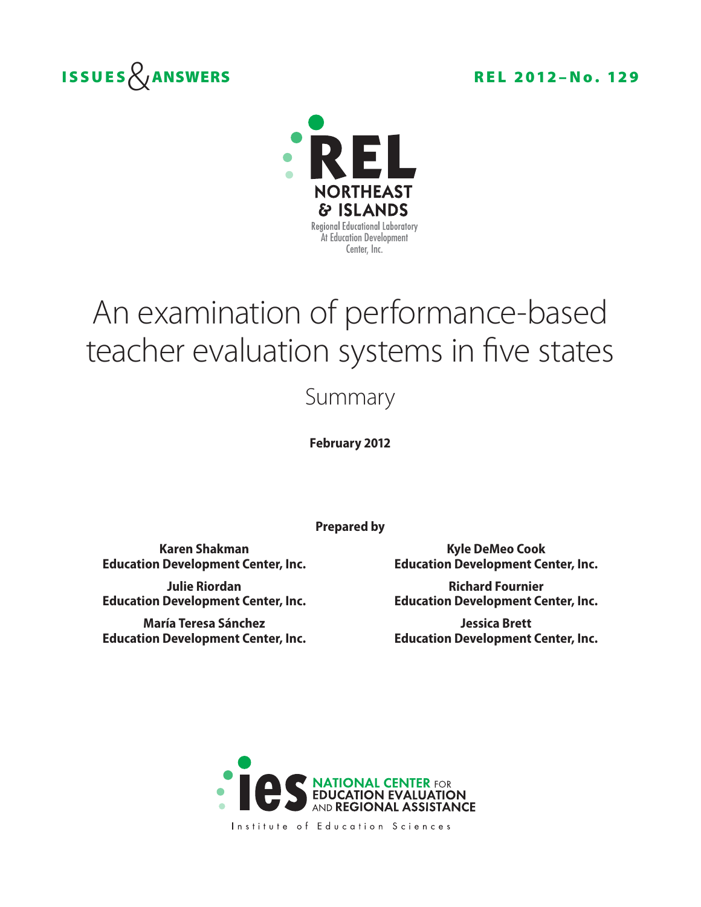**ISSUES & ANSWERS** **REL 2012–No. 129**

REL NORTHEAST & ISLANDS

Regional Educational Laboratory At Education Development Center, Inc.

# An examination of performance-based teacher evaluation systems in five states

## Summary

**February 2012**

**Prepared by**

**Karen Shakman**
**Education Development Center, Inc.**

**Julie Riordan**
**Education Development Center, Inc.**

**María Teresa Sánchez**
**Education Development Center, Inc.**

**Kyle DeMeo Cook**
**Education Development Center, Inc.**

**Richard Fournier**
**Education Development Center, Inc.**

**Jessica Brett**
**Education Development Center, Inc.**

ies NATIONAL CENTER FOR EDUCATION EVALUATION AND REGIONAL ASSISTANCE

Institute of Education Sciences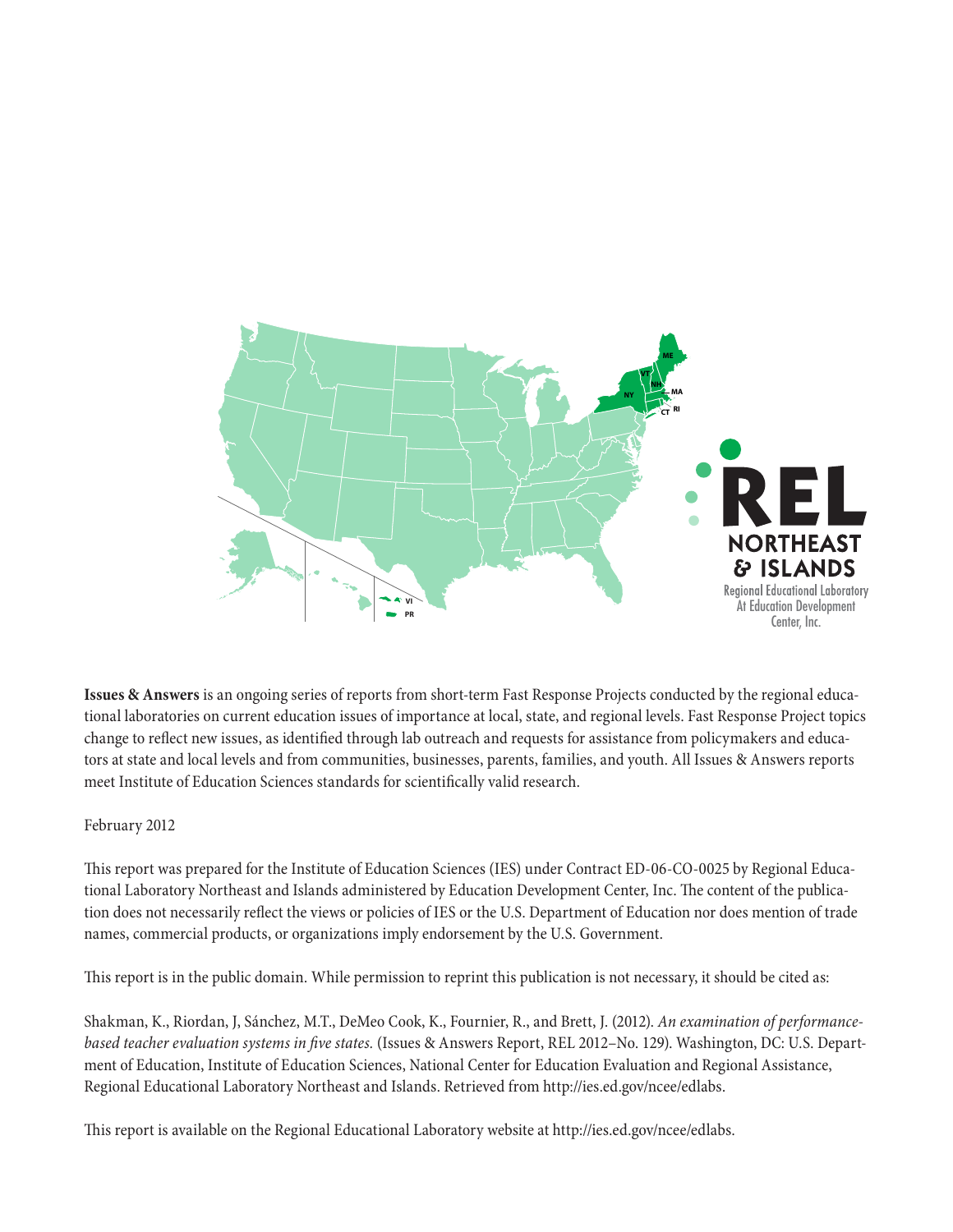**Issues & Answers** is an ongoing series of reports from short-term Fast Response Projects conducted by the regional educational laboratories on current education issues of importance at local, state, and regional levels. Fast Response Project topics change to reflect new issues, as identified through lab outreach and requests for assistance from policymakers and educators at state and local levels and from communities, businesses, parents, families, and youth. All Issues & Answers reports meet Institute of Education Sciences standards for scientifically valid research.

February 2012

This report was prepared for the Institute of Education Sciences (IES) under Contract ED-06-CO-0025 by Regional Educational Laboratory Northeast and Islands administered by Education Development Center, Inc. The content of the publication does not necessarily reflect the views or policies of IES or the U.S. Department of Education nor does mention of trade names, commercial products, or organizations imply endorsement by the U.S. Government.

This report is in the public domain. While permission to reprint this publication is not necessary, it should be cited as:

Shakman, K., Riordan, J, Sánchez, M.T., DeMeo Cook, K., Fournier, R., and Brett, J. (2012). *An examination of performance-based teacher evaluation systems in five states.* (Issues & Answers Report, REL 2012–No. 129). Washington, DC: U.S. Department of Education, Institute of Education Sciences, National Center for Education Evaluation and Regional Assistance, Regional Educational Laboratory Northeast and Islands. Retrieved from http://ies.ed.gov/ncee/edlabs.

This report is available on the Regional Educational Laboratory website at http://ies.ed.gov/ncee/edlabs.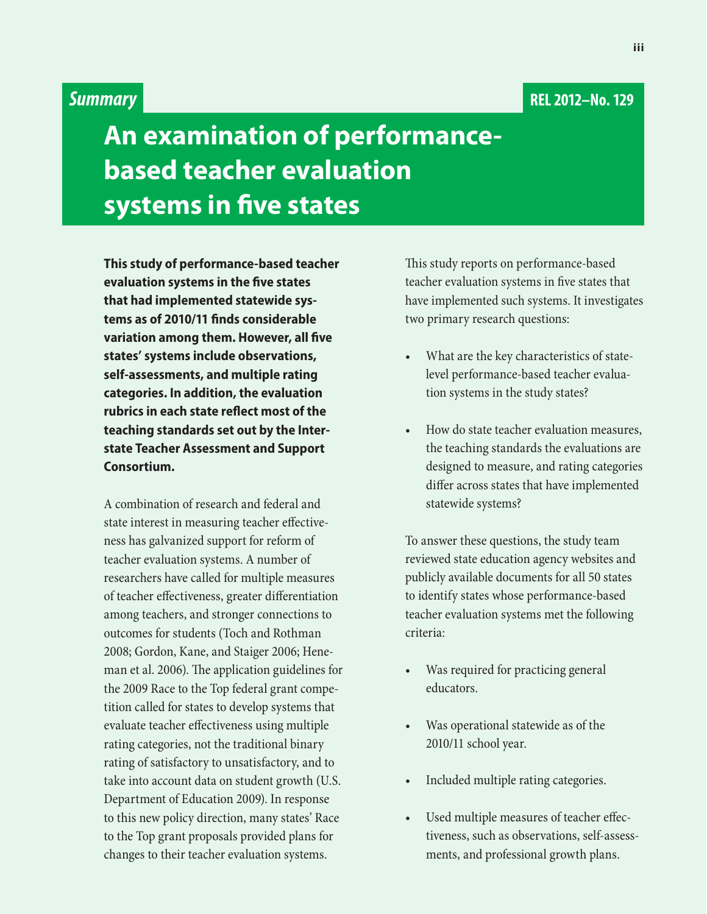*Summary*

REL 2012–No. 129

# An examination of performance-based teacher evaluation systems in five states

**This study of performance-based teacher evaluation systems in the five states that had implemented statewide systems as of 2010/11 finds considerable variation among them. However, all five states' systems include observations, self-assessments, and multiple rating categories. In addition, the evaluation rubrics in each state reflect most of the teaching standards set out by the Interstate Teacher Assessment and Support Consortium.**

A combination of research and federal and state interest in measuring teacher effectiveness has galvanized support for reform of teacher evaluation systems. A number of researchers have called for multiple measures of teacher effectiveness, greater differentiation among teachers, and stronger connections to outcomes for students (Toch and Rothman 2008; Gordon, Kane, and Staiger 2006; Heneman et al. 2006). The application guidelines for the 2009 Race to the Top federal grant competition called for states to develop systems that evaluate teacher effectiveness using multiple rating categories, not the traditional binary rating of satisfactory to unsatisfactory, and to take into account data on student growth (U.S. Department of Education 2009). In response to this new policy direction, many states' Race to the Top grant proposals provided plans for changes to their teacher evaluation systems.

This study reports on performance-based teacher evaluation systems in five states that have implemented such systems. It investigates two primary research questions:

- What are the key characteristics of state-level performance-based teacher evaluation systems in the study states?
- How do state teacher evaluation measures, the teaching standards the evaluations are designed to measure, and rating categories differ across states that have implemented statewide systems?

To answer these questions, the study team reviewed state education agency websites and publicly available documents for all 50 states to identify states whose performance-based teacher evaluation systems met the following criteria:

- Was required for practicing general educators.
- Was operational statewide as of the 2010/11 school year.
- Included multiple rating categories.
- Used multiple measures of teacher effectiveness, such as observations, self-assessments, and professional growth plans.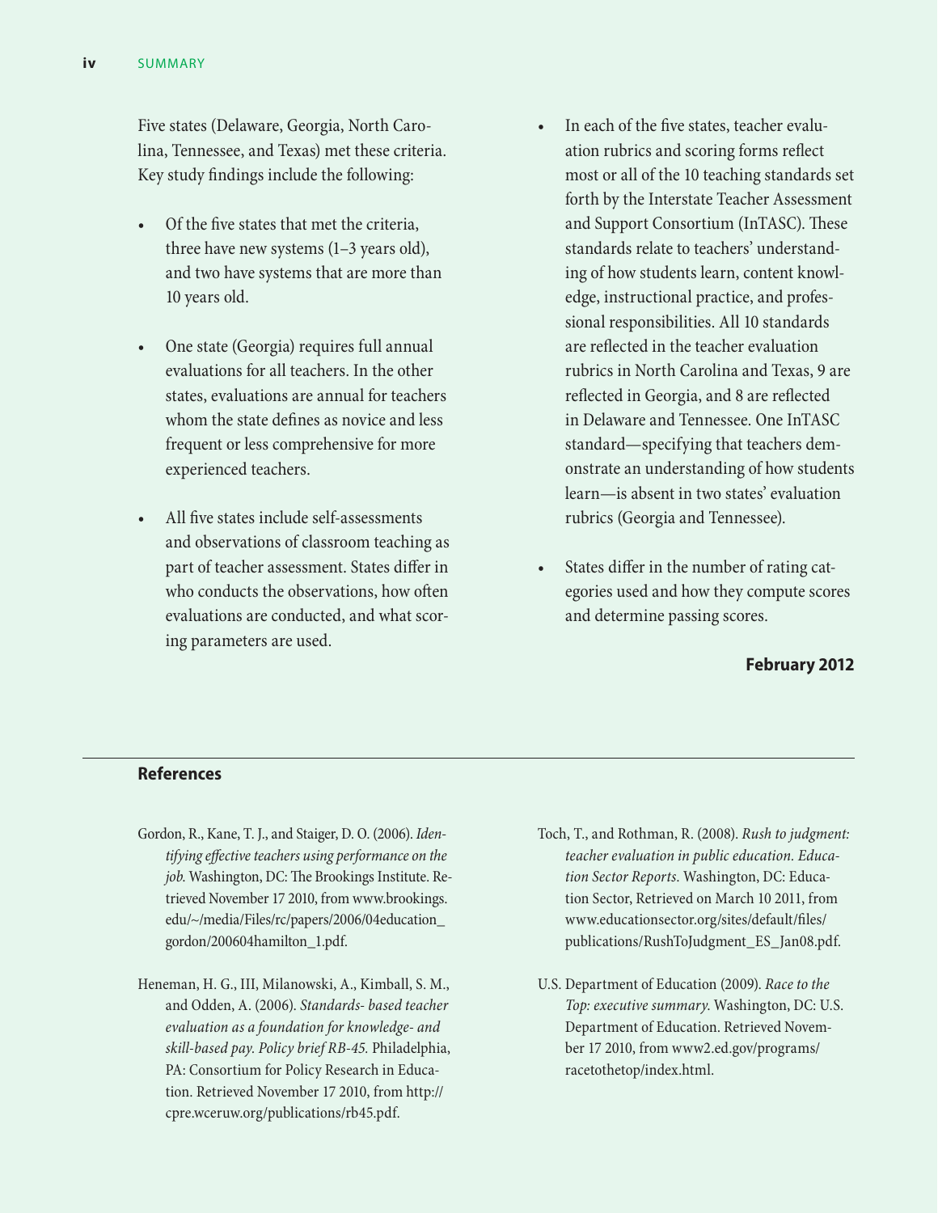Five states (Delaware, Georgia, North Carolina, Tennessee, and Texas) met these criteria. Key study findings include the following:

- Of the five states that met the criteria, three have new systems (1–3 years old), and two have systems that are more than 10 years old.
- One state (Georgia) requires full annual evaluations for all teachers. In the other states, evaluations are annual for teachers whom the state defines as novice and less frequent or less comprehensive for more experienced teachers.
- All five states include self-assessments and observations of classroom teaching as part of teacher assessment. States differ in who conducts the observations, how often evaluations are conducted, and what scoring parameters are used.
- In each of the five states, teacher evaluation rubrics and scoring forms reflect most or all of the 10 teaching standards set forth by the Interstate Teacher Assessment and Support Consortium (InTASC). These standards relate to teachers' understanding of how students learn, content knowledge, instructional practice, and professional responsibilities. All 10 standards are reflected in the teacher evaluation rubrics in North Carolina and Texas, 9 are reflected in Georgia, and 8 are reflected in Delaware and Tennessee. One InTASC standard—specifying that teachers demonstrate an understanding of how students learn—is absent in two states' evaluation rubrics (Georgia and Tennessee).
- States differ in the number of rating categories used and how they compute scores and determine passing scores.

**February 2012**

## References

Gordon, R., Kane, T. J., and Staiger, D. O. (2006). *Identifying effective teachers using performance on the job.* Washington, DC: The Brookings Institute. Retrieved November 17 2010, from www.brookings.edu/~/media/Files/rc/papers/2006/04education_gordon/200604hamilton_1.pdf.

Heneman, H. G., III, Milanowski, A., Kimball, S. M., and Odden, A. (2006). *Standards- based teacher evaluation as a foundation for knowledge- and skill-based pay. Policy brief RB-45.* Philadelphia, PA: Consortium for Policy Research in Education. Retrieved November 17 2010, from http://cpre.wceruw.org/publications/rb45.pdf.

Toch, T., and Rothman, R. (2008). *Rush to judgment: teacher evaluation in public education. Education Sector Reports.* Washington, DC: Education Sector, Retrieved on March 10 2011, from www.educationsector.org/sites/default/files/publications/RushToJudgment_ES_Jan08.pdf.

U.S. Department of Education (2009). *Race to the Top: executive summary.* Washington, DC: U.S. Department of Education. Retrieved November 17 2010, from www2.ed.gov/programs/racetothetop/index.html.